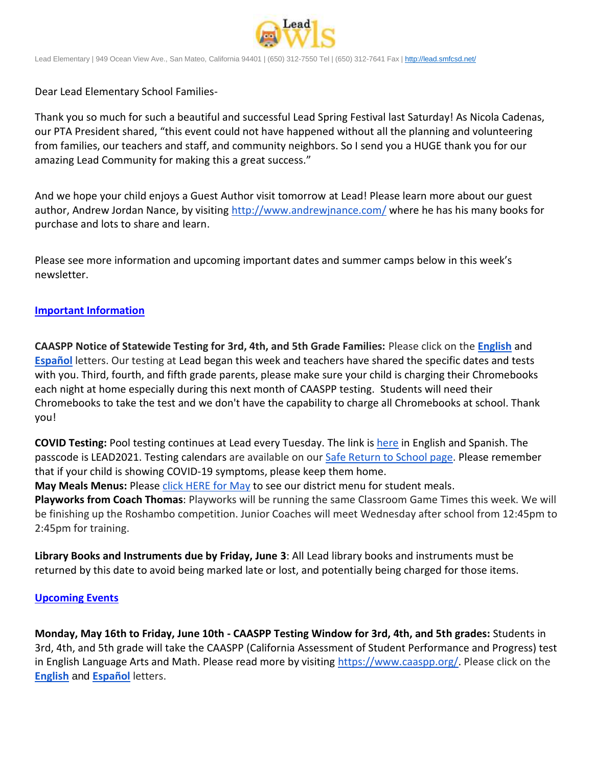Lead Elementary | 949 Ocean View Ave., San Mateo, California 94401 | (650) 312-7550 Tel | (650) 312-7641 Fax | http://lead.smfcsd.net/

Dear Lead Elementary School Families-

Thank you so much for such a beautiful and successful Lead Spring Festival last Saturday! As Nicola Cadenas, our PTA President shared, "this event could not have happened without all the planning and volunteering from families, our teachers and staff, and community neighbors. So I send you a HUGE thank you for our amazing Lead Community for making this a great success."

And we hope your child enjoys a Guest Author visit tomorrow at Lead! Please learn more about our guest author, Andrew Jordan Nance, by visiting http://www.andrewjnance.com/ where he has his many books for purchase and lots to share and learn.

Please see more information and upcoming important dates and summer camps below in this week's newsletter.

## Important Information

**CAASPP Notice of Statewide Testing for 3rd, 4th, and 5th Grade Families:** Please click on the **English** and **Español** letters. Our testing at Lead began this week and teachers have shared the specific dates and tests with you. Third, fourth, and fifth grade parents, please make sure your child is charging their Chromebooks each night at home especially during this next month of CAASPP testing. Students will need their Chromebooks to take the test and we don't have the capability to charge all Chromebooks at school. Thank you!

**COVID Testing:** Pool testing continues at Lead every Tuesday. The link is here in English and Spanish. The passcode is LEAD2021. Testing calendars are available on our Safe Return to School page. Please remember that if your child is showing COVID-19 symptoms, please keep them home.

**May Meals Menus:** Please click HERE for May to see our district menu for student meals.

**Playworks from Coach Thomas**: Playworks will be running the same Classroom Game Times this week. We will be finishing up the Roshambo competition. Junior Coaches will meet Wednesday after school from 12:45pm to 2:45pm for training.

**Library Books and Instruments due by Friday, June 3**: All Lead library books and instruments must be returned by this date to avoid being marked late or lost, and potentially being charged for those items.

## Upcoming Events

**Monday, May 16th to Friday, June 10th - CAASPP Testing Window for 3rd, 4th, and 5th grades:** Students in 3rd, 4th, and 5th grade will take the CAASPP (California Assessment of Student Performance and Progress) test in English Language Arts and Math. Please read more by visiting https://www.caaspp.org/. Please click on the **English** and **Español** letters.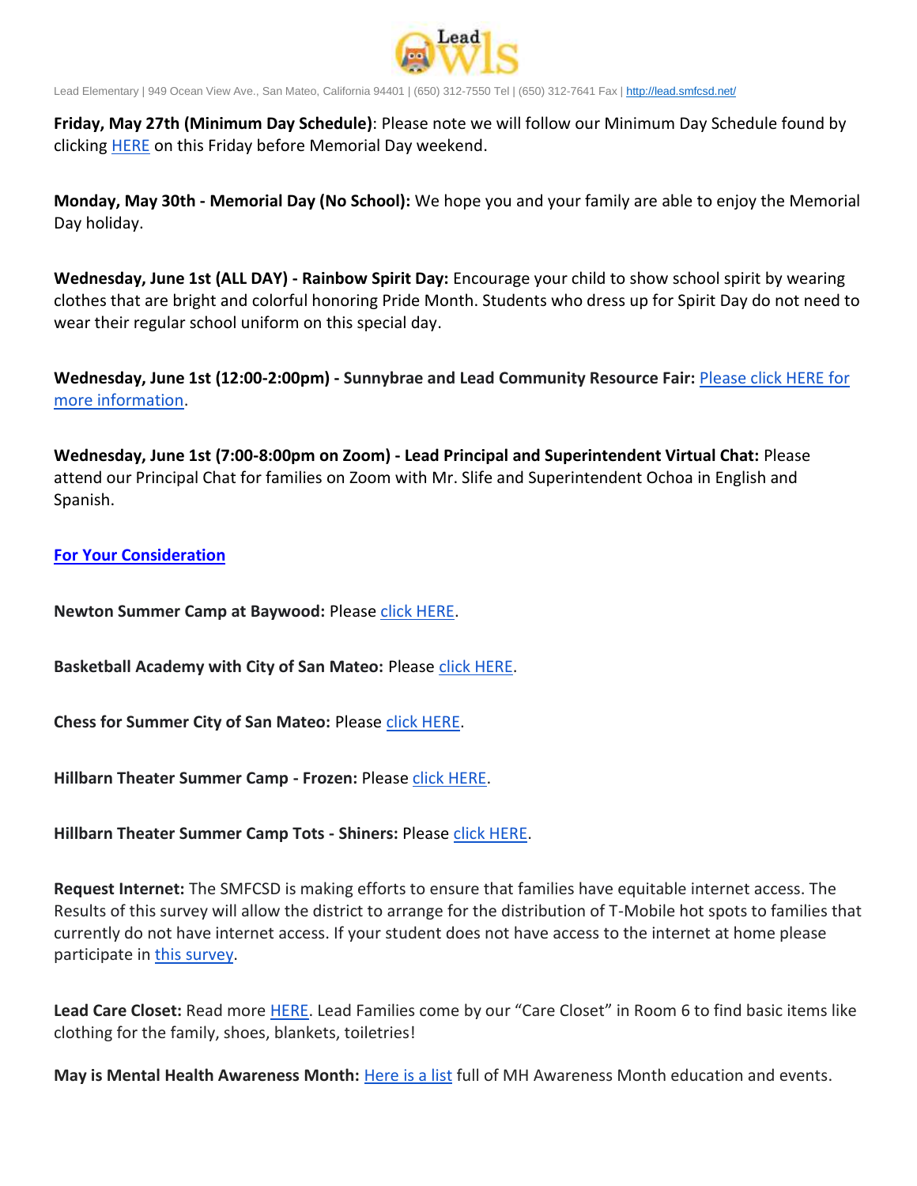Lead Elementary | 949 Ocean View Ave., San Mateo, California 94401 | (650) 312-7550 Tel | (650) 312-7641 Fax | http://lead.smfcsd.net/

**Friday, May 27th (Minimum Day Schedule)**: Please note we will follow our Minimum Day Schedule found by clicking HERE on this Friday before Memorial Day weekend.

**Monday, May 30th - Memorial Day (No School):** We hope you and your family are able to enjoy the Memorial Day holiday.

**Wednesday, June 1st (ALL DAY) - Rainbow Spirit Day:** Encourage your child to show school spirit by wearing clothes that are bright and colorful honoring Pride Month. Students who dress up for Spirit Day do not need to wear their regular school uniform on this special day.

**Wednesday, June 1st (12:00-2:00pm) - Sunnybrae and Lead Community Resource Fair:** Please click HERE for more information.

**Wednesday, June 1st (7:00-8:00pm on Zoom) - Lead Principal and Superintendent Virtual Chat:** Please attend our Principal Chat for families on Zoom with Mr. Slife and Superintendent Ochoa in English and Spanish.

**For Your Consideration**

**Newton Summer Camp at Baywood:** Please click HERE.

**Basketball Academy with City of San Mateo:** Please click HERE.

**Chess for Summer City of San Mateo:** Please click HERE.

**Hillbarn Theater Summer Camp - Frozen:** Please click HERE.

**Hillbarn Theater Summer Camp Tots - Shiners:** Please click HERE.

**Request Internet:** The SMFCSD is making efforts to ensure that families have equitable internet access. The Results of this survey will allow the district to arrange for the distribution of T-Mobile hot spots to families that currently do not have internet access. If your student does not have access to the internet at home please participate in this survey.

**Lead Care Closet:** Read more HERE. Lead Families come by our "Care Closet" in Room 6 to find basic items like clothing for the family, shoes, blankets, toiletries!

**May is Mental Health Awareness Month:** Here is a list full of MH Awareness Month education and events.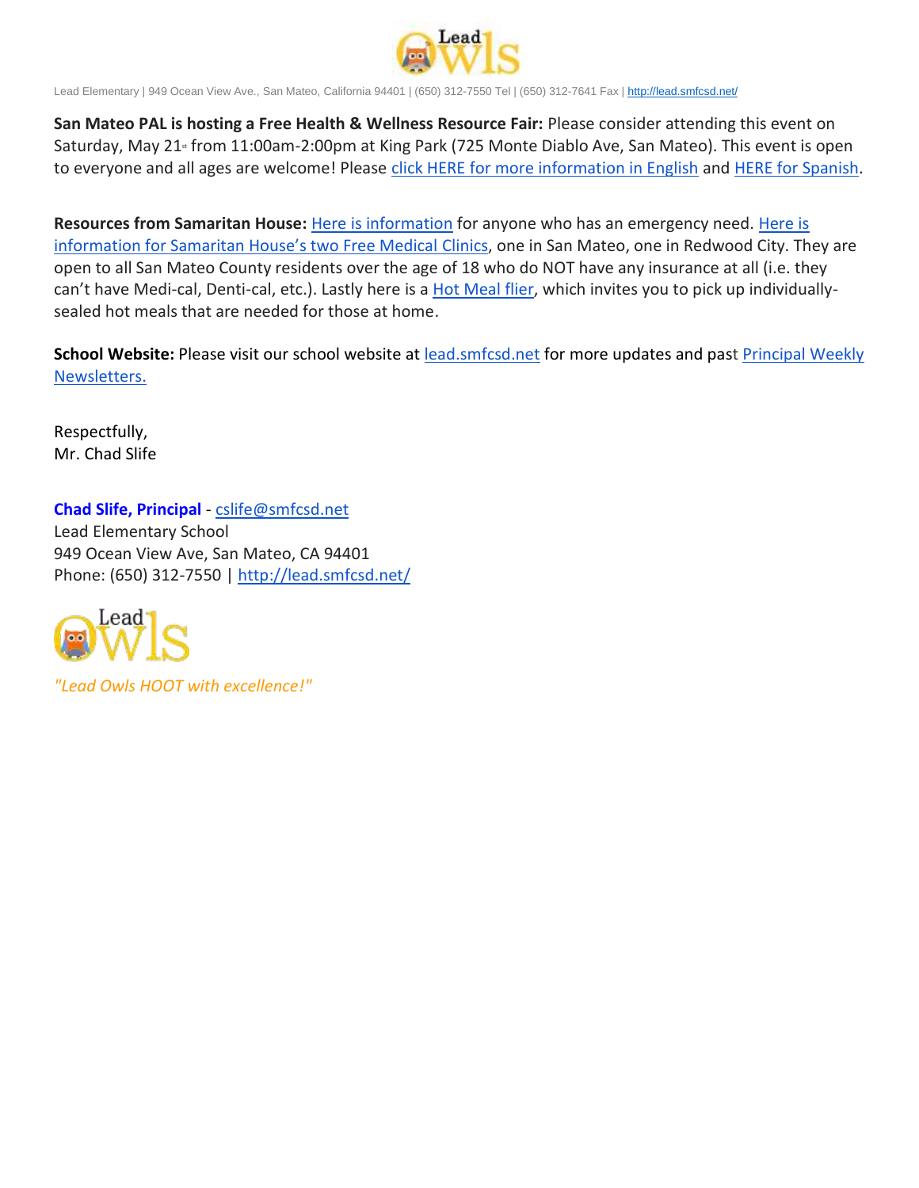Lead Elementary | 949 Ocean View Ave., San Mateo, California 94401 | (650) 312-7550 Tel | (650) 312-7641 Fax | http://lead.smfcsd.net/

**San Mateo PAL is hosting a Free Health & Wellness Resource Fair:** Please consider attending this event on Saturday, May 21st from 11:00am-2:00pm at King Park (725 Monte Diablo Ave, San Mateo). This event is open to everyone and all ages are welcome! Please click HERE for more information in English and HERE for Spanish.

**Resources from Samaritan House:** Here is information for anyone who has an emergency need. Here is information for Samaritan House's two Free Medical Clinics, one in San Mateo, one in Redwood City. They are open to all San Mateo County residents over the age of 18 who do NOT have any insurance at all (i.e. they can't have Medi-cal, Denti-cal, etc.). Lastly here is a Hot Meal flier, which invites you to pick up individually-sealed hot meals that are needed for those at home.

**School Website:** Please visit our school website at lead.smfcsd.net for more updates and past Principal Weekly Newsletters.

Respectfully,
Mr. Chad Slife

**Chad Slife, Principal** - cslife@smfcsd.net
Lead Elementary School
949 Ocean View Ave, San Mateo, CA 94401
Phone: (650) 312-7550 | http://lead.smfcsd.net/

*"Lead Owls HOOT with excellence!"*